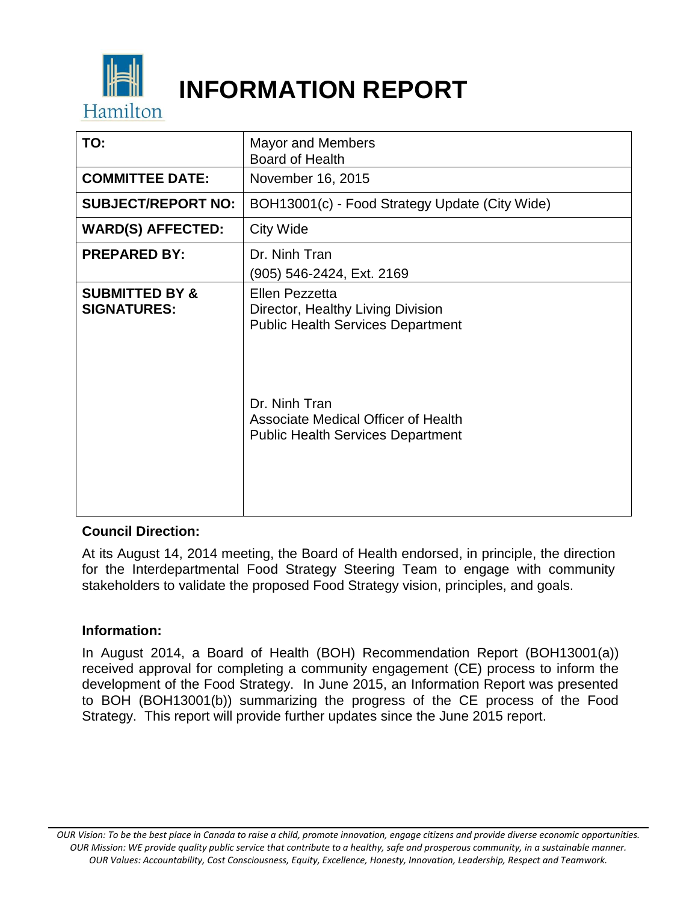# INFORMATION REPORT

| TO: | Mayor and Members<br>Board of Health |
|---|---|
| **COMMITTEE DATE:** | November 16, 2015 |
| **SUBJECT/REPORT NO:** | BOH13001(c) - Food Strategy Update (City Wide) |
| **WARD(S) AFFECTED:** | City Wide |
| **PREPARED BY:** | Dr. Ninh Tran<br>(905) 546-2424, Ext. 2169 |
| **SUBMITTED BY & SIGNATURES:** | Ellen Pezzetta<br>Director, Healthy Living Division<br>Public Health Services Department<br><br>Dr. Ninh Tran<br>Associate Medical Officer of Health<br>Public Health Services Department |

**Council Direction:**

At its August 14, 2014 meeting, the Board of Health endorsed, in principle, the direction for the Interdepartmental Food Strategy Steering Team to engage with community stakeholders to validate the proposed Food Strategy vision, principles, and goals.

**Information:**

In August 2014, a Board of Health (BOH) Recommendation Report (BOH13001(a)) received approval for completing a community engagement (CE) process to inform the development of the Food Strategy. In June 2015, an Information Report was presented to BOH (BOH13001(b)) summarizing the progress of the CE process of the Food Strategy. This report will provide further updates since the June 2015 report.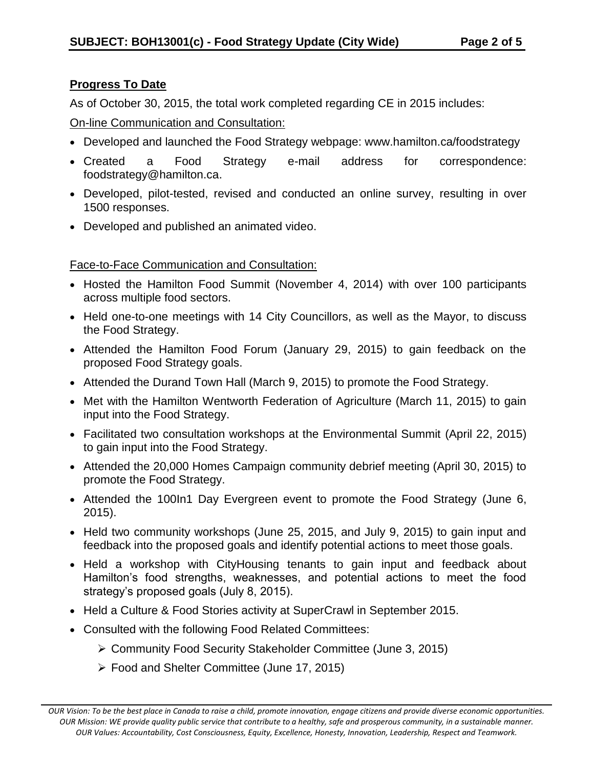**Progress To Date**

As of October 30, 2015, the total work completed regarding CE in 2015 includes:

On-line Communication and Consultation:

- Developed and launched the Food Strategy webpage: www.hamilton.ca/foodstrategy
- Created a Food Strategy e-mail address for correspondence: foodstrategy@hamilton.ca.
- Developed, pilot-tested, revised and conducted an online survey, resulting in over 1500 responses.
- Developed and published an animated video.

Face-to-Face Communication and Consultation:

- Hosted the Hamilton Food Summit (November 4, 2014) with over 100 participants across multiple food sectors.
- Held one-to-one meetings with 14 City Councillors, as well as the Mayor, to discuss the Food Strategy.
- Attended the Hamilton Food Forum (January 29, 2015) to gain feedback on the proposed Food Strategy goals.
- Attended the Durand Town Hall (March 9, 2015) to promote the Food Strategy.
- Met with the Hamilton Wentworth Federation of Agriculture (March 11, 2015) to gain input into the Food Strategy.
- Facilitated two consultation workshops at the Environmental Summit (April 22, 2015) to gain input into the Food Strategy.
- Attended the 20,000 Homes Campaign community debrief meeting (April 30, 2015) to promote the Food Strategy.
- Attended the 100In1 Day Evergreen event to promote the Food Strategy (June 6, 2015).
- Held two community workshops (June 25, 2015, and July 9, 2015) to gain input and feedback into the proposed goals and identify potential actions to meet those goals.
- Held a workshop with CityHousing tenants to gain input and feedback about Hamilton's food strengths, weaknesses, and potential actions to meet the food strategy's proposed goals (July 8, 2015).
- Held a Culture & Food Stories activity at SuperCrawl in September 2015.
- Consulted with the following Food Related Committees:
  - Community Food Security Stakeholder Committee (June 3, 2015)
  - Food and Shelter Committee (June 17, 2015)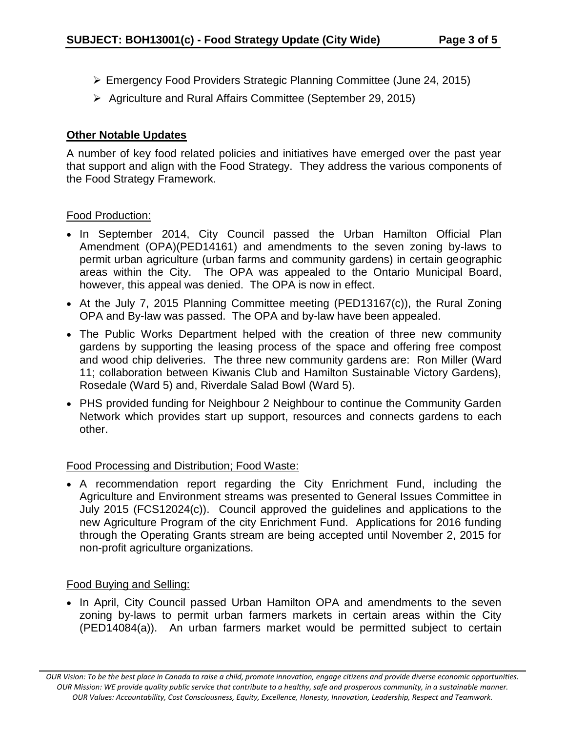- Emergency Food Providers Strategic Planning Committee (June 24, 2015)
- Agriculture and Rural Affairs Committee (September 29, 2015)

**Other Notable Updates**

A number of key food related policies and initiatives have emerged over the past year that support and align with the Food Strategy. They address the various components of the Food Strategy Framework.

Food Production:

- In September 2014, City Council passed the Urban Hamilton Official Plan Amendment (OPA)(PED14161) and amendments to the seven zoning by-laws to permit urban agriculture (urban farms and community gardens) in certain geographic areas within the City. The OPA was appealed to the Ontario Municipal Board, however, this appeal was denied. The OPA is now in effect.
- At the July 7, 2015 Planning Committee meeting (PED13167(c)), the Rural Zoning OPA and By-law was passed. The OPA and by-law have been appealed.
- The Public Works Department helped with the creation of three new community gardens by supporting the leasing process of the space and offering free compost and wood chip deliveries. The three new community gardens are: Ron Miller (Ward 11; collaboration between Kiwanis Club and Hamilton Sustainable Victory Gardens), Rosedale (Ward 5) and, Riverdale Salad Bowl (Ward 5).
- PHS provided funding for Neighbour 2 Neighbour to continue the Community Garden Network which provides start up support, resources and connects gardens to each other.

Food Processing and Distribution; Food Waste:

- A recommendation report regarding the City Enrichment Fund, including the Agriculture and Environment streams was presented to General Issues Committee in July 2015 (FCS12024(c)). Council approved the guidelines and applications to the new Agriculture Program of the city Enrichment Fund. Applications for 2016 funding through the Operating Grants stream are being accepted until November 2, 2015 for non-profit agriculture organizations.

Food Buying and Selling:

- In April, City Council passed Urban Hamilton OPA and amendments to the seven zoning by-laws to permit urban farmers markets in certain areas within the City (PED14084(a)). An urban farmers market would be permitted subject to certain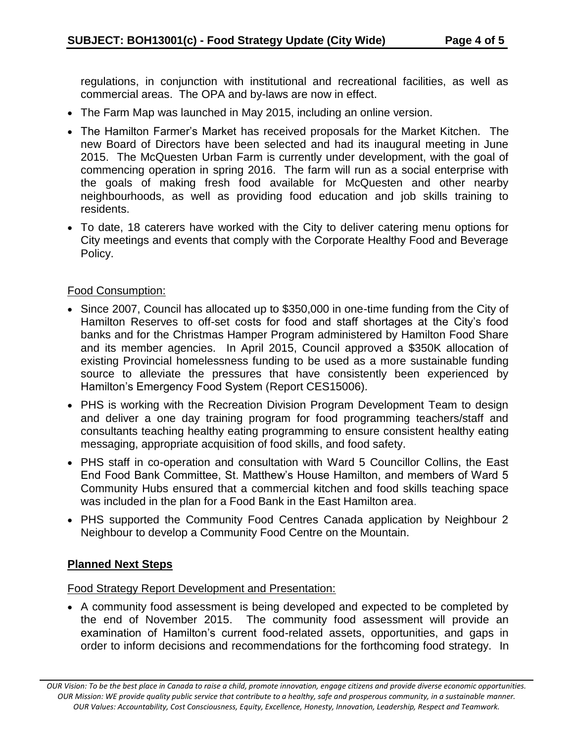regulations, in conjunction with institutional and recreational facilities, as well as commercial areas. The OPA and by-laws are now in effect.

- The Farm Map was launched in May 2015, including an online version.
- The Hamilton Farmer's Market has received proposals for the Market Kitchen. The new Board of Directors have been selected and had its inaugural meeting in June 2015. The McQuesten Urban Farm is currently under development, with the goal of commencing operation in spring 2016. The farm will run as a social enterprise with the goals of making fresh food available for McQuesten and other nearby neighbourhoods, as well as providing food education and job skills training to residents.
- To date, 18 caterers have worked with the City to deliver catering menu options for City meetings and events that comply with the Corporate Healthy Food and Beverage Policy.

Food Consumption:

- Since 2007, Council has allocated up to $350,000 in one-time funding from the City of Hamilton Reserves to off-set costs for food and staff shortages at the City's food banks and for the Christmas Hamper Program administered by Hamilton Food Share and its member agencies. In April 2015, Council approved a $350K allocation of existing Provincial homelessness funding to be used as a more sustainable funding source to alleviate the pressures that have consistently been experienced by Hamilton's Emergency Food System (Report CES15006).
- PHS is working with the Recreation Division Program Development Team to design and deliver a one day training program for food programming teachers/staff and consultants teaching healthy eating programming to ensure consistent healthy eating messaging, appropriate acquisition of food skills, and food safety.
- PHS staff in co-operation and consultation with Ward 5 Councillor Collins, the East End Food Bank Committee, St. Matthew's House Hamilton, and members of Ward 5 Community Hubs ensured that a commercial kitchen and food skills teaching space was included in the plan for a Food Bank in the East Hamilton area.
- PHS supported the Community Food Centres Canada application by Neighbour 2 Neighbour to develop a Community Food Centre on the Mountain.

## Planned Next Steps

Food Strategy Report Development and Presentation:

- A community food assessment is being developed and expected to be completed by the end of November 2015. The community food assessment will provide an examination of Hamilton's current food-related assets, opportunities, and gaps in order to inform decisions and recommendations for the forthcoming food strategy. In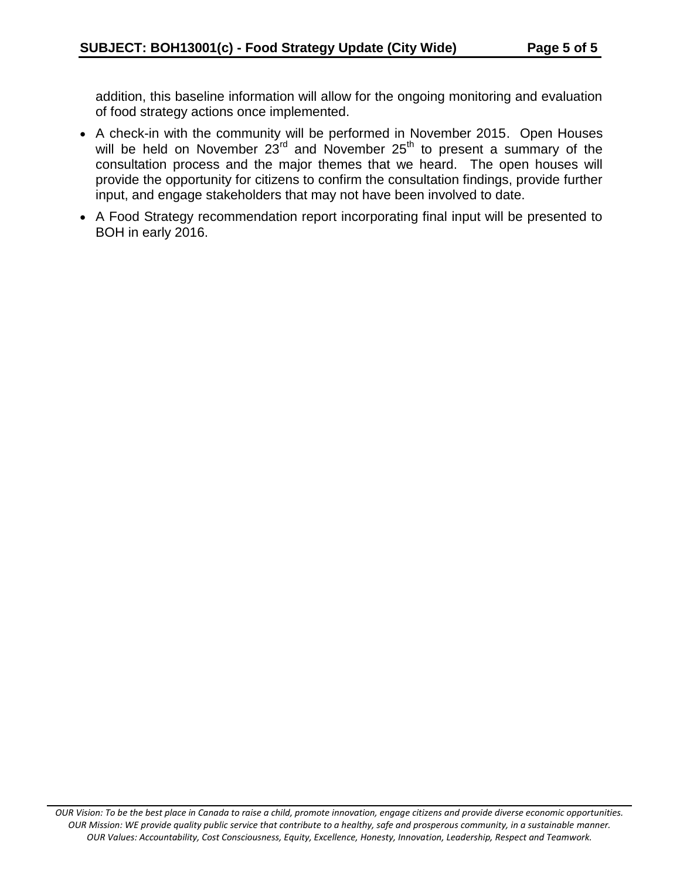addition, this baseline information will allow for the ongoing monitoring and evaluation of food strategy actions once implemented.

- A check-in with the community will be performed in November 2015. Open Houses will be held on November 23rd and November 25th to present a summary of the consultation process and the major themes that we heard. The open houses will provide the opportunity for citizens to confirm the consultation findings, provide further input, and engage stakeholders that may not have been involved to date.
- A Food Strategy recommendation report incorporating final input will be presented to BOH in early 2016.